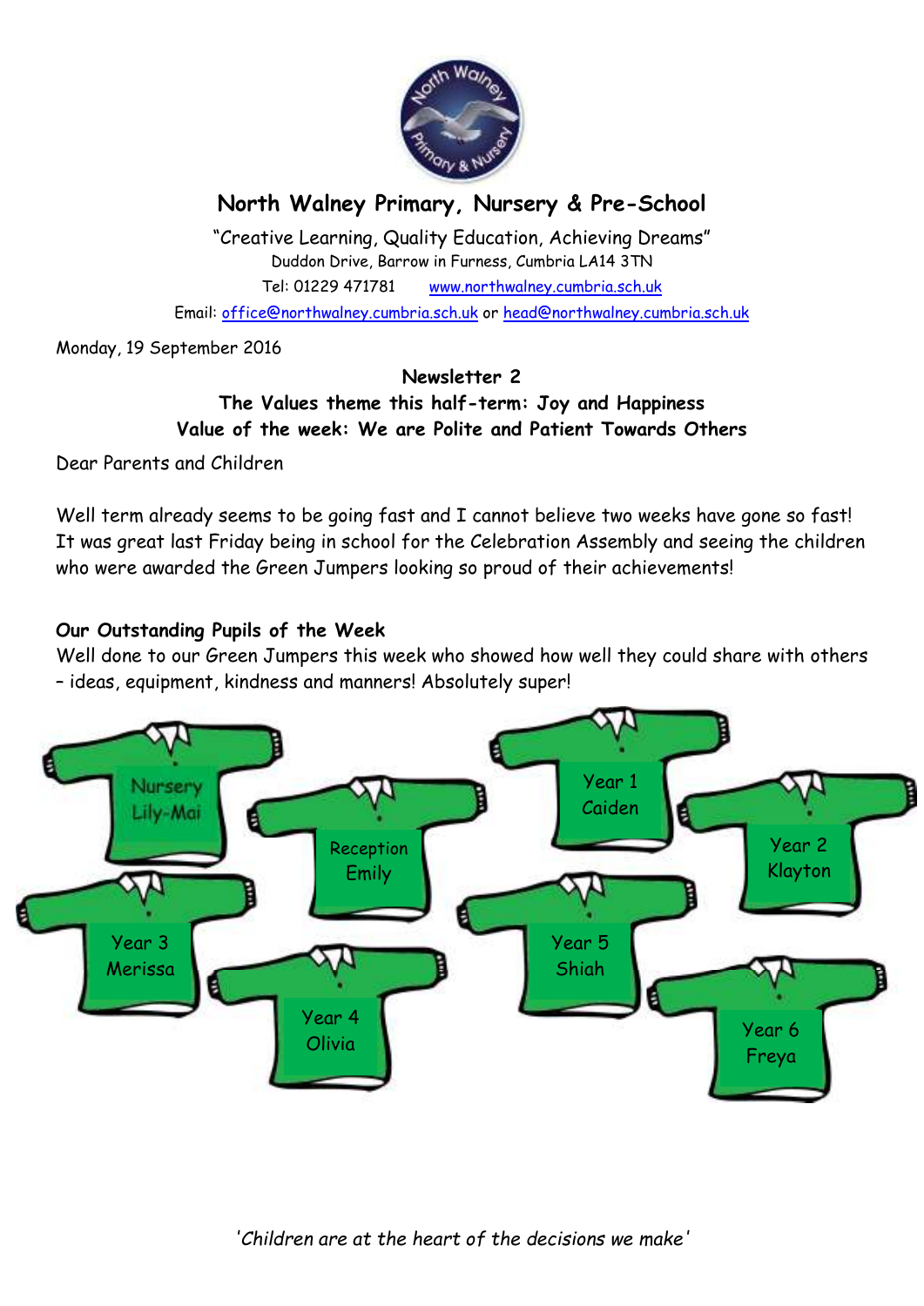# North Walney Primary, Nursery & Pre-School

"Creative Learning, Quality Education, Achieving Dreams"

Duddon Drive, Barrow in Furness, Cumbria LA14 3TN

Tel: 01229 471781 www.northwalney.cumbria.sch.uk

Email: office@northwalney.cumbria.sch.uk or head@northwalney.cumbria.sch.uk

Monday, 19 September 2016

**Newsletter 2**

**The Values theme this half-term: Joy and Happiness**

**Value of the week: We are Polite and Patient Towards Others**

Dear Parents and Children

Well term already seems to be going fast and I cannot believe two weeks have gone so fast! It was great last Friday being in school for the Celebration Assembly and seeing the children who were awarded the Green Jumpers looking so proud of their achievements!

## Our Outstanding Pupils of the Week

Well done to our Green Jumpers this week who showed how well they could share with others – ideas, equipment, kindness and manners! Absolutely super!

Nursery Lily-Mai

Reception Emily

Year 1 Caiden

Year 2 Klayton

Year 3 Merissa

Year 4 Olivia

Year 5 Shiah

Year 6 Freya

*'Children are at the heart of the decisions we make'*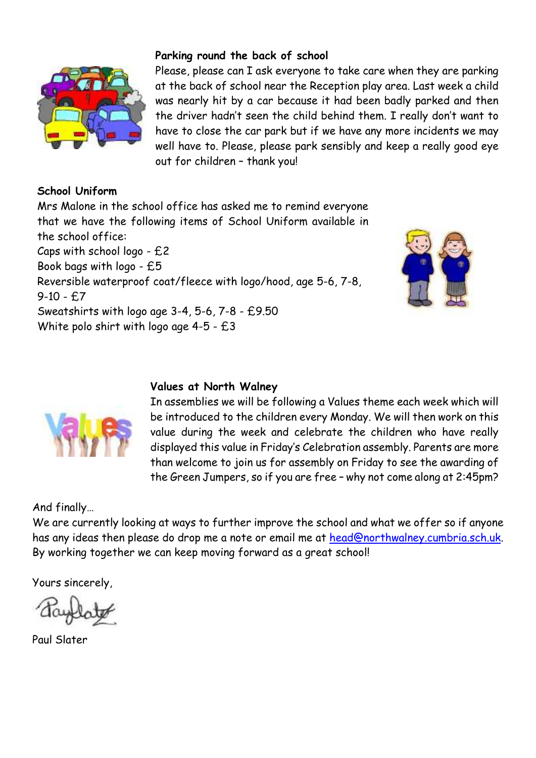**Parking round the back of school**

Please, please can I ask everyone to take care when they are parking at the back of school near the Reception play area. Last week a child was nearly hit by a car because it had been badly parked and then the driver hadn't seen the child behind them. I really don't want to have to close the car park but if we have any more incidents we may well have to. Please, please park sensibly and keep a really good eye out for children – thank you!

**School Uniform**

Mrs Malone in the school office has asked me to remind everyone that we have the following items of School Uniform available in the school office:

Caps with school logo - £2
Book bags with logo - £5
Reversible waterproof coat/fleece with logo/hood, age 5-6, 7-8, 9-10 - £7
Sweatshirts with logo age 3-4, 5-6, 7-8 - £9.50
White polo shirt with logo age 4-5 - £3

**Values at North Walney**

In assemblies we will be following a Values theme each week which will be introduced to the children every Monday. We will then work on this value during the week and celebrate the children who have really displayed this value in Friday's Celebration assembly. Parents are more than welcome to join us for assembly on Friday to see the awarding of the Green Jumpers, so if you are free – why not come along at 2:45pm?

And finally…

We are currently looking at ways to further improve the school and what we offer so if anyone has any ideas then please do drop me a note or email me at head@northwalney.cumbria.sch.uk. By working together we can keep moving forward as a great school!

Yours sincerely,

Paul Slater